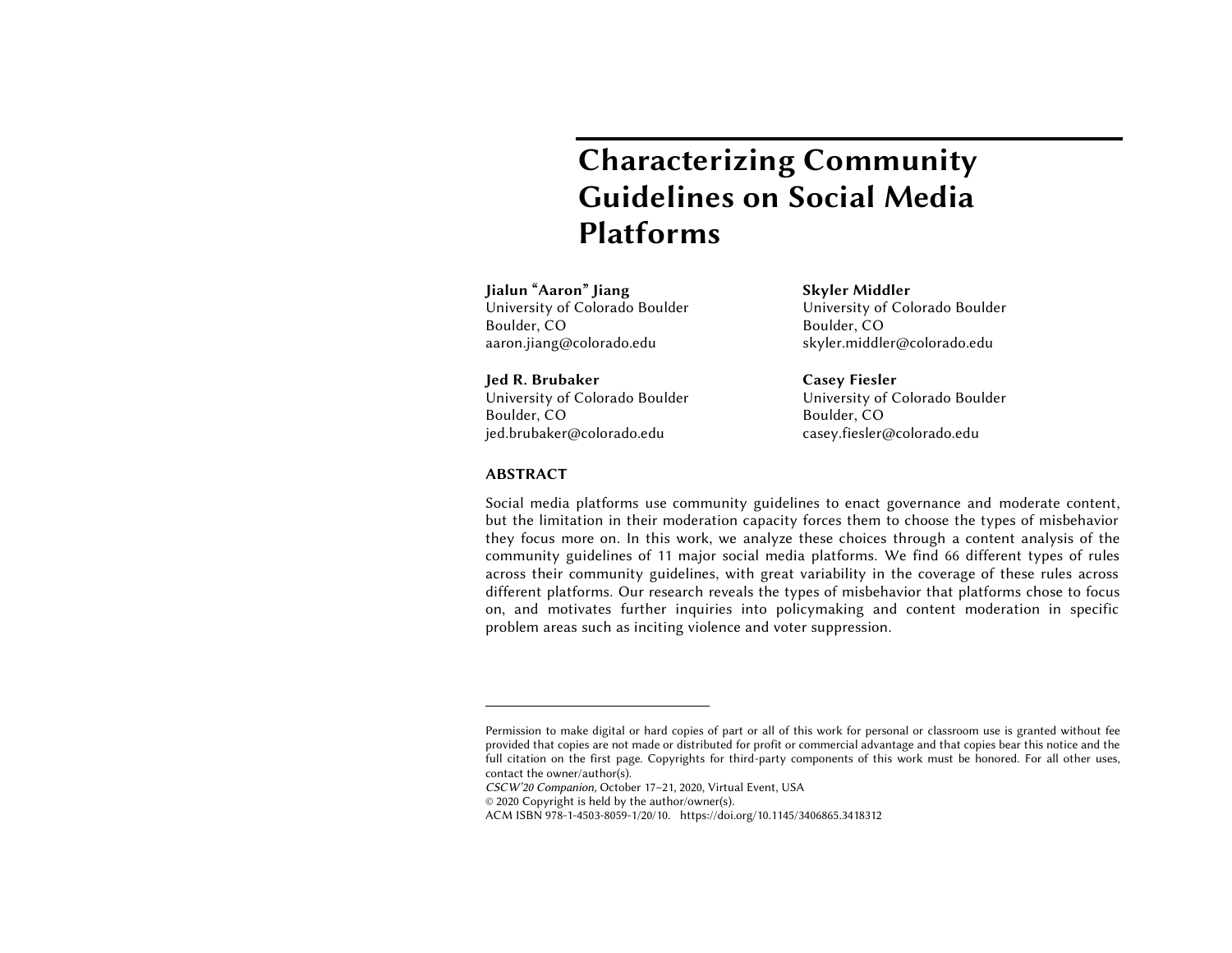# Characterizing Community Guidelines on Social Media Platforms

**Jialun "Aaron" Jiang**
University of Colorado Boulder
Boulder, CO
aaron.jiang@colorado.edu

**Skyler Middler**
University of Colorado Boulder
Boulder, CO
skyler.middler@colorado.edu

**Jed R. Brubaker**
University of Colorado Boulder
Boulder, CO
jed.brubaker@colorado.edu

**Casey Fiesler**
University of Colorado Boulder
Boulder, CO
casey.fiesler@colorado.edu

## ABSTRACT

Social media platforms use community guidelines to enact governance and moderate content, but the limitation in their moderation capacity forces them to choose the types of misbehavior they focus more on. In this work, we analyze these choices through a content analysis of the community guidelines of 11 major social media platforms. We find 66 different types of rules across their community guidelines, with great variability in the coverage of these rules across different platforms. Our research reveals the types of misbehavior that platforms chose to focus on, and motivates further inquiries into policymaking and content moderation in specific problem areas such as inciting violence and voter suppression.

---

Permission to make digital or hard copies of part or all of this work for personal or classroom use is granted without fee provided that copies are not made or distributed for profit or commercial advantage and that copies bear this notice and the full citation on the first page. Copyrights for third-party components of this work must be honored. For all other uses, contact the owner/author(s).
*CSCW'20 Companion*, October 17–21, 2020, Virtual Event, USA
© 2020 Copyright is held by the author/owner(s).
ACM ISBN 978-1-4503-8059-1/20/10. https://doi.org/10.1145/3406865.3418312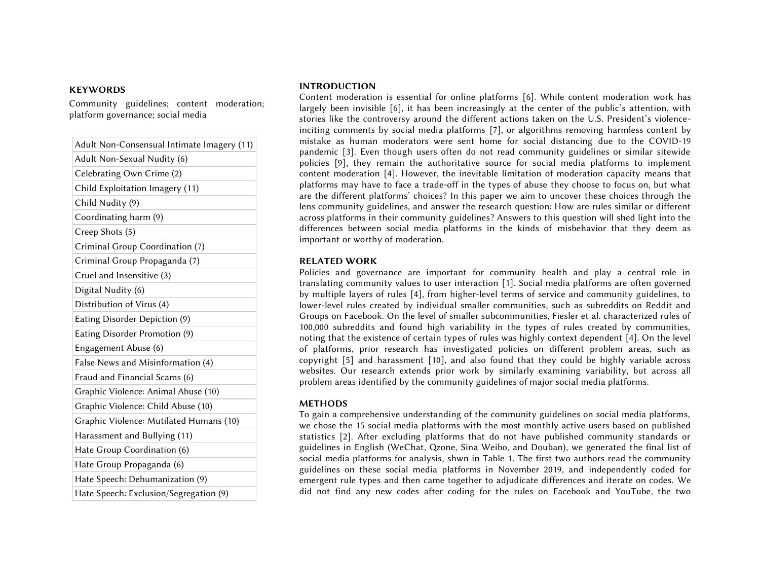## KEYWORDS

Community guidelines; content moderation; platform governance; social media

| Adult Non-Consensual Intimate Imagery (11) |
|---|
| Adult Non-Sexual Nudity (6) |
| Celebrating Own Crime (2) |
| Child Exploitation Imagery (11) |
| Child Nudity (9) |
| Coordinating harm (9) |
| Creep Shots (5) |
| Criminal Group Coordination (7) |
| Criminal Group Propaganda (7) |
| Cruel and Insensitive (3) |
| Digital Nudity (6) |
| Distribution of Virus (4) |
| Eating Disorder Depiction (9) |
| Eating Disorder Promotion (9) |
| Engagement Abuse (6) |
| False News and Misinformation (4) |
| Fraud and Financial Scams (6) |
| Graphic Violence: Animal Abuse (10) |
| Graphic Violence: Child Abuse (10) |
| Graphic Violence: Mutilated Humans (10) |
| Harassment and Bullying (11) |
| Hate Group Coordination (6) |
| Hate Group Propaganda (6) |
| Hate Speech: Dehumanization (9) |
| Hate Speech: Exclusion/Segregation (9) |

## INTRODUCTION

Content moderation is essential for online platforms [6]. While content moderation work has largely been invisible [6], it has been increasingly at the center of the public's attention, with stories like the controversy around the different actions taken on the U.S. President's violence-inciting comments by social media platforms [7], or algorithms removing harmless content by mistake as human moderators were sent home for social distancing due to the COVID-19 pandemic [3]. Even though users often do not read community guidelines or similar sitewide policies [9], they remain the authoritative source for social media platforms to implement content moderation [4]. However, the inevitable limitation of moderation capacity means that platforms may have to face a trade-off in the types of abuse they choose to focus on, but what are the different platforms' choices? In this paper we aim to uncover these choices through the lens community guidelines, and answer the research question: How are rules similar or different across platforms in their community guidelines? Answers to this question will shed light into the differences between social media platforms in the kinds of misbehavior that they deem as important or worthy of moderation.

## RELATED WORK

Policies and governance are important for community health and play a central role in translating community values to user interaction [1]. Social media platforms are often governed by multiple layers of rules [4], from higher-level terms of service and community guidelines, to lower-level rules created by individual smaller communities, such as subreddits on Reddit and Groups on Facebook. On the level of smaller subcommunities, Fiesler et al. characterized rules of 100,000 subreddits and found high variability in the types of rules created by communities, noting that the existence of certain types of rules was highly context dependent [4]. On the level of platforms, prior research has investigated policies on different problem areas, such as copyright [5] and harassment [10], and also found that they could be highly variable across websites. Our research extends prior work by similarly examining variability, but across all problem areas identified by the community guidelines of major social media platforms.

## METHODS

To gain a comprehensive understanding of the community guidelines on social media platforms, we chose the 15 social media platforms with the most monthly active users based on published statistics [2]. After excluding platforms that do not have published community standards or guidelines in English (WeChat, Qzone, Sina Weibo, and Douban), we generated the final list of social media platforms for analysis, shwn in Table 1. The first two authors read the community guidelines on these social media platforms in November 2019, and independently coded for emergent rule types and then came together to adjudicate differences and iterate on codes. We did not find any new codes after coding for the rules on Facebook and YouTube, the two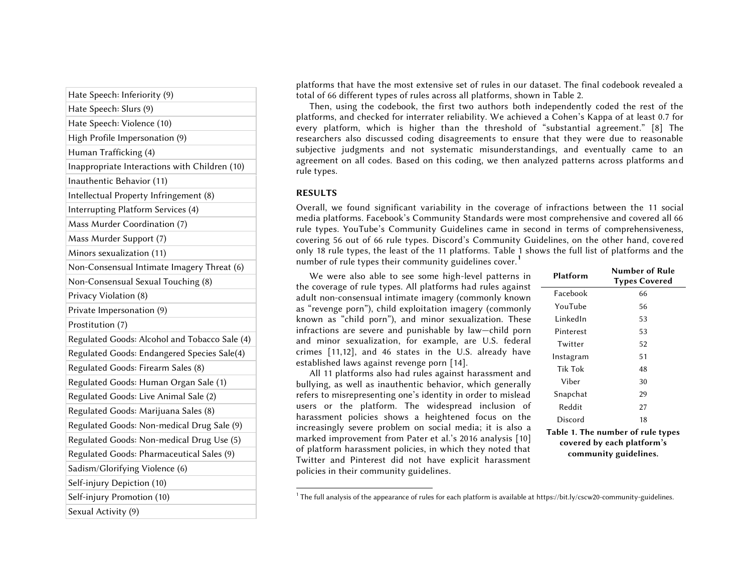| Hate Speech: Inferiority (9) |
|---|
| Hate Speech: Slurs (9) |
| Hate Speech: Violence (10) |
| High Profile Impersonation (9) |
| Human Trafficking (4) |
| Inappropriate Interactions with Children (10) |
| Inauthentic Behavior (11) |
| Intellectual Property Infringement (8) |
| Interrupting Platform Services (4) |
| Mass Murder Coordination (7) |
| Mass Murder Support (7) |
| Minors sexualization (11) |
| Non-Consensual Intimate Imagery Threat (6) |
| Non-Consensual Sexual Touching (8) |
| Privacy Violation (8) |
| Private Impersonation (9) |
| Prostitution (7) |
| Regulated Goods: Alcohol and Tobacco Sale (4) |
| Regulated Goods: Endangered Species Sale(4) |
| Regulated Goods: Firearm Sales (8) |
| Regulated Goods: Human Organ Sale (1) |
| Regulated Goods: Live Animal Sale (2) |
| Regulated Goods: Marijuana Sales (8) |
| Regulated Goods: Non-medical Drug Sale (9) |
| Regulated Goods: Non-medical Drug Use (5) |
| Regulated Goods: Pharmaceutical Sales (9) |
| Sadism/Glorifying Violence (6) |
| Self-injury Depiction (10) |
| Self-injury Promotion (10) |
| Sexual Activity (9) |

platforms that have the most extensive set of rules in our dataset. The final codebook revealed a total of 66 different types of rules across all platforms, shown in Table 2.

Then, using the codebook, the first two authors both independently coded the rest of the platforms, and checked for interrater reliability. We achieved a Cohen's Kappa of at least 0.7 for every platform, which is higher than the threshold of "substantial agreement." [8] The researchers also discussed coding disagreements to ensure that they were due to reasonable subjective judgments and not systematic misunderstandings, and eventually came to an agreement on all codes. Based on this coding, we then analyzed patterns across platforms and rule types.

## RESULTS

Overall, we found significant variability in the coverage of infractions between the 11 social media platforms. Facebook's Community Standards were most comprehensive and covered all 66 rule types. YouTube's Community Guidelines came in second in terms of comprehensiveness, covering 56 out of 66 rule types. Discord's Community Guidelines, on the other hand, covered only 18 rule types, the least of the 11 platforms. Table 1 shows the full list of platforms and the number of rule types their community guidelines cover.[1]

| Platform | Number of Rule Types Covered |
|---|---|
| Facebook | 66 |
| YouTube | 56 |
| LinkedIn | 53 |
| Pinterest | 53 |
| Twitter | 52 |
| Instagram | 51 |
| Tik Tok | 48 |
| Viber | 30 |
| Snapchat | 29 |
| Reddit | 27 |
| Discord | 18 |

**Table 1. The number of rule types covered by each platform's community guidelines.**

We were also able to see some high-level patterns in the coverage of rule types. All platforms had rules against adult non-consensual intimate imagery (commonly known as "revenge porn"), child exploitation imagery (commonly known as "child porn"), and minor sexualization. These infractions are severe and punishable by law—child porn and minor sexualization, for example, are U.S. federal crimes [11,12], and 46 states in the U.S. already have established laws against revenge porn [14].

All 11 platforms also had rules against harassment and bullying, as well as inauthentic behavior, which generally refers to misrepresenting one's identity in order to mislead users or the platform. The widespread inclusion of harassment policies shows a heightened focus on the increasingly severe problem on social media; it is also a marked improvement from Pater et al.'s 2016 analysis [10] of platform harassment policies, in which they noted that Twitter and Pinterest did not have explicit harassment policies in their community guidelines.

[1] The full analysis of the appearance of rules for each platform is available at https://bit.ly/cscw20-community-guidelines.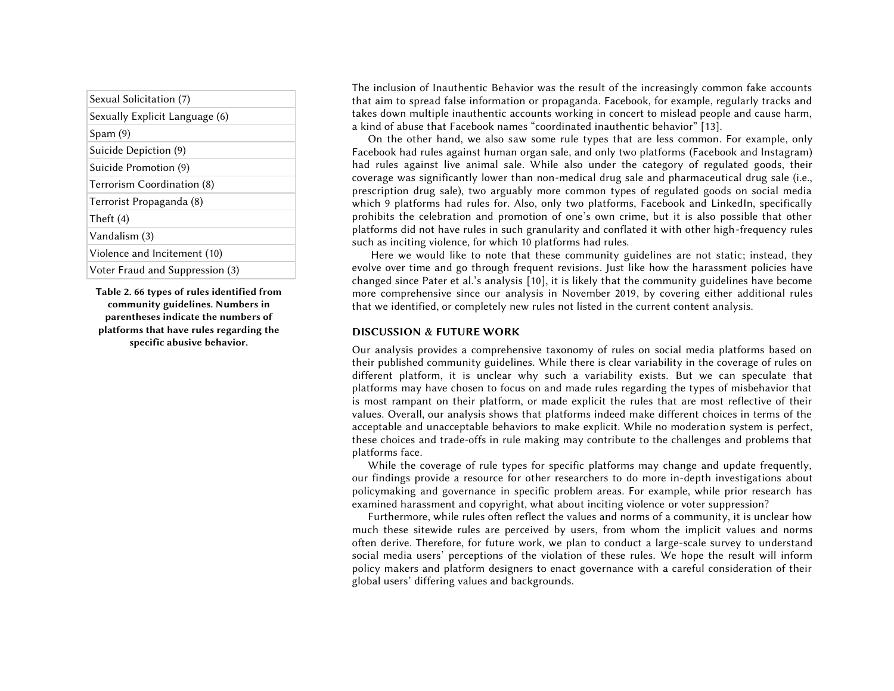| Sexual Solicitation (7) |
| --- |
| Sexually Explicit Language (6) |
| Spam (9) |
| Suicide Depiction (9) |
| Suicide Promotion (9) |
| Terrorism Coordination (8) |
| Terrorist Propaganda (8) |
| Theft (4) |
| Vandalism (3) |
| Violence and Incitement (10) |
| Voter Fraud and Suppression (3) |

**Table 2. 66 types of rules identified from community guidelines. Numbers in parentheses indicate the numbers of platforms that have rules regarding the specific abusive behavior.**

The inclusion of Inauthentic Behavior was the result of the increasingly common fake accounts that aim to spread false information or propaganda. Facebook, for example, regularly tracks and takes down multiple inauthentic accounts working in concert to mislead people and cause harm, a kind of abuse that Facebook names "coordinated inauthentic behavior" [13].

On the other hand, we also saw some rule types that are less common. For example, only Facebook had rules against human organ sale, and only two platforms (Facebook and Instagram) had rules against live animal sale. While also under the category of regulated goods, their coverage was significantly lower than non-medical drug sale and pharmaceutical drug sale (i.e., prescription drug sale), two arguably more common types of regulated goods on social media which 9 platforms had rules for. Also, only two platforms, Facebook and LinkedIn, specifically prohibits the celebration and promotion of one's own crime, but it is also possible that other platforms did not have rules in such granularity and conflated it with other high-frequency rules such as inciting violence, for which 10 platforms had rules.

Here we would like to note that these community guidelines are not static; instead, they evolve over time and go through frequent revisions. Just like how the harassment policies have changed since Pater et al.'s analysis [10], it is likely that the community guidelines have become more comprehensive since our analysis in November 2019, by covering either additional rules that we identified, or completely new rules not listed in the current content analysis.

## DISCUSSION & FUTURE WORK

Our analysis provides a comprehensive taxonomy of rules on social media platforms based on their published community guidelines. While there is clear variability in the coverage of rules on different platform, it is unclear why such a variability exists. But we can speculate that platforms may have chosen to focus on and made rules regarding the types of misbehavior that is most rampant on their platform, or made explicit the rules that are most reflective of their values. Overall, our analysis shows that platforms indeed make different choices in terms of the acceptable and unacceptable behaviors to make explicit. While no moderation system is perfect, these choices and trade-offs in rule making may contribute to the challenges and problems that platforms face.

While the coverage of rule types for specific platforms may change and update frequently, our findings provide a resource for other researchers to do more in-depth investigations about policymaking and governance in specific problem areas. For example, while prior research has examined harassment and copyright, what about inciting violence or voter suppression?

Furthermore, while rules often reflect the values and norms of a community, it is unclear how much these sitewide rules are perceived by users, from whom the implicit values and norms often derive. Therefore, for future work, we plan to conduct a large-scale survey to understand social media users' perceptions of the violation of these rules. We hope the result will inform policy makers and platform designers to enact governance with a careful consideration of their global users' differing values and backgrounds.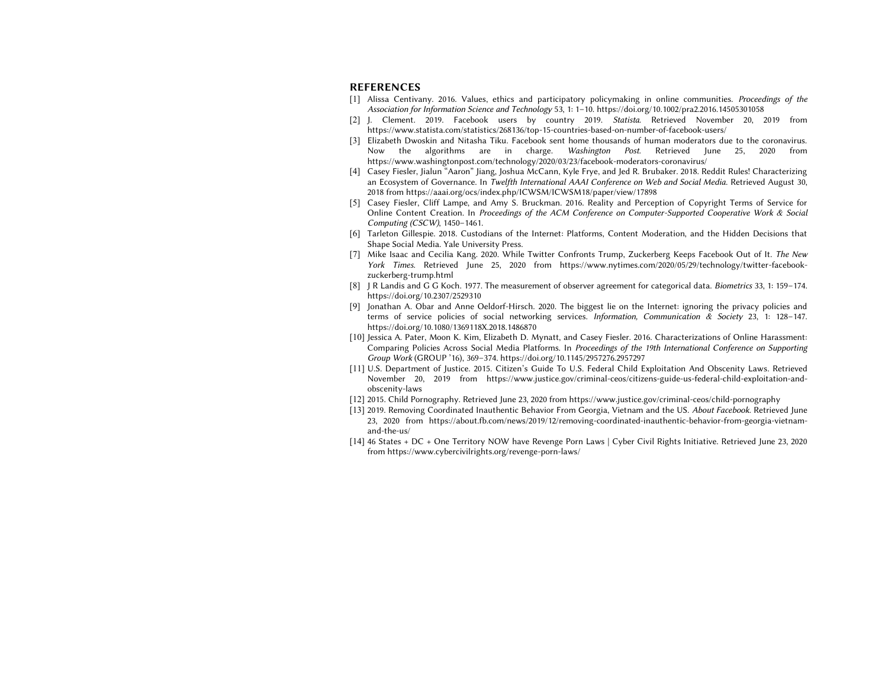## REFERENCES

[1] Alissa Centivany. 2016. Values, ethics and participatory policymaking in online communities. *Proceedings of the Association for Information Science and Technology* 53, 1: 1–10. https://doi.org/10.1002/pra2.2016.14505301058

[2] J. Clement. 2019. Facebook users by country 2019. *Statista*. Retrieved November 20, 2019 from https://www.statista.com/statistics/268136/top-15-countries-based-on-number-of-facebook-users/

[3] Elizabeth Dwoskin and Nitasha Tiku. Facebook sent home thousands of human moderators due to the coronavirus. Now the algorithms are in charge. *Washington Post*. Retrieved June 25, 2020 from https://www.washingtonpost.com/technology/2020/03/23/facebook-moderators-coronavirus/

[4] Casey Fiesler, Jialun "Aaron" Jiang, Joshua McCann, Kyle Frye, and Jed R. Brubaker. 2018. Reddit Rules! Characterizing an Ecosystem of Governance. In *Twelfth International AAAI Conference on Web and Social Media*. Retrieved August 30, 2018 from https://aaai.org/ocs/index.php/ICWSM/ICWSM18/paper/view/17898

[5] Casey Fiesler, Cliff Lampe, and Amy S. Bruckman. 2016. Reality and Perception of Copyright Terms of Service for Online Content Creation. In *Proceedings of the ACM Conference on Computer-Supported Cooperative Work & Social Computing (CSCW)*, 1450–1461.

[6] Tarleton Gillespie. 2018. Custodians of the Internet: Platforms, Content Moderation, and the Hidden Decisions that Shape Social Media. Yale University Press.

[7] Mike Isaac and Cecilia Kang. 2020. While Twitter Confronts Trump, Zuckerberg Keeps Facebook Out of It. *The New York Times*. Retrieved June 25, 2020 from https://www.nytimes.com/2020/05/29/technology/twitter-facebook-zuckerberg-trump.html

[8] J R Landis and G G Koch. 1977. The measurement of observer agreement for categorical data. *Biometrics* 33, 1: 159–174. https://doi.org/10.2307/2529310

[9] Jonathan A. Obar and Anne Oeldorf-Hirsch. 2020. The biggest lie on the Internet: ignoring the privacy policies and terms of service policies of social networking services. *Information, Communication & Society* 23, 1: 128–147. https://doi.org/10.1080/1369118X.2018.1486870

[10] Jessica A. Pater, Moon K. Kim, Elizabeth D. Mynatt, and Casey Fiesler. 2016. Characterizations of Online Harassment: Comparing Policies Across Social Media Platforms. In *Proceedings of the 19th International Conference on Supporting Group Work* (GROUP '16), 369–374. https://doi.org/10.1145/2957276.2957297

[11] U.S. Department of Justice. 2015. Citizen's Guide To U.S. Federal Child Exploitation And Obscenity Laws. Retrieved November 20, 2019 from https://www.justice.gov/criminal-ceos/citizens-guide-us-federal-child-exploitation-and-obscenity-laws

[12] 2015. Child Pornography. Retrieved June 23, 2020 from https://www.justice.gov/criminal-ceos/child-pornography

[13] 2019. Removing Coordinated Inauthentic Behavior From Georgia, Vietnam and the US. *About Facebook*. Retrieved June 23, 2020 from https://about.fb.com/news/2019/12/removing-coordinated-inauthentic-behavior-from-georgia-vietnam-and-the-us/

[14] 46 States + DC + One Territory NOW have Revenge Porn Laws | Cyber Civil Rights Initiative. Retrieved June 23, 2020 from https://www.cybercivilrights.org/revenge-porn-laws/